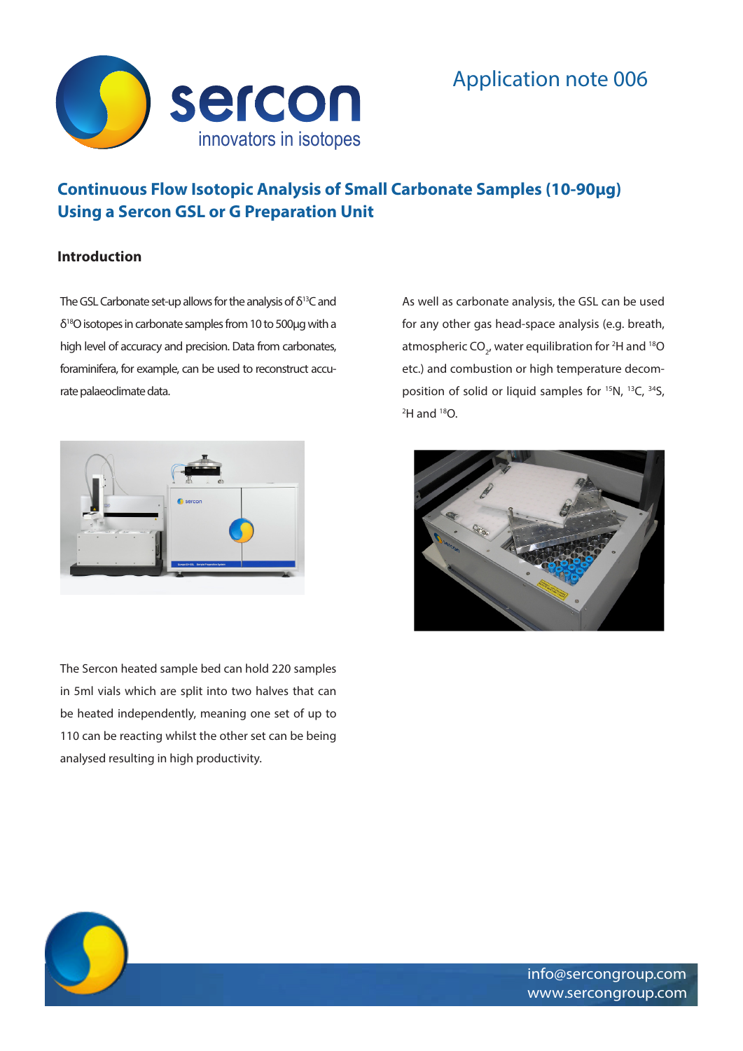Application note 006

# Continuous Flow Isotopic Analysis of Small Carbonate Samples (10-90µg) Using a Sercon GSL or G Preparation Unit

## Introduction

The GSL Carbonate set-up allows for the analysis of $\delta^{13}C$ and $\delta^{18}O$ isotopes in carbonate samples from 10 to 500µg with a high level of accuracy and precision. Data from carbonates, foraminifera, for example, can be used to reconstruct accurate palaeoclimate data.

As well as carbonate analysis, the GSL can be used for any other gas head-space analysis (e.g. breath, atmospheric $CO_2$, water equilibration for $^{2}H$ and $^{18}O$ etc.) and combustion or high temperature decomposition of solid or liquid samples for $^{15}N$, $^{13}C$, $^{34}S$, $^{2}H$ and $^{18}O$.

The Sercon heated sample bed can hold 220 samples in 5ml vials which are split into two halves that can be heated independently, meaning one set of up to 110 can be reacting whilst the other set can be being analysed resulting in high productivity.

info@sercongroup.com
www.sercongroup.com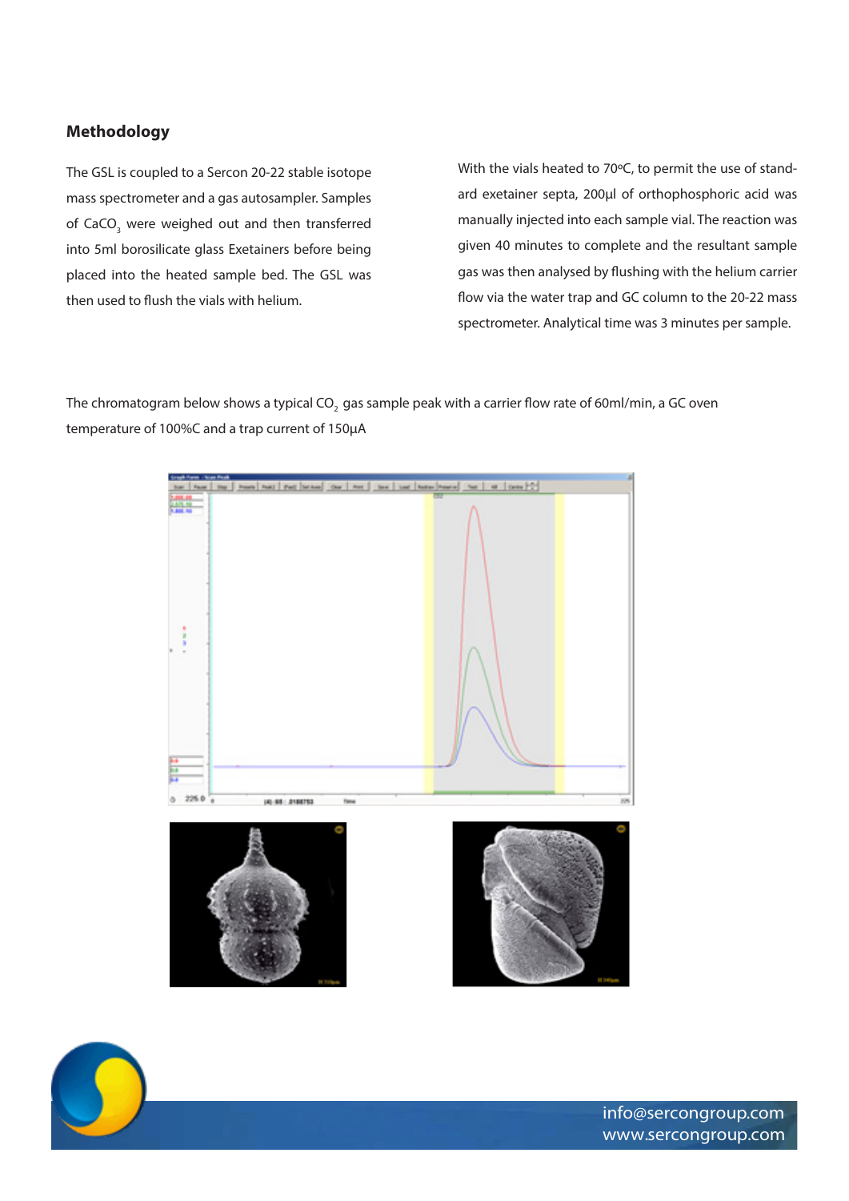## Methodology

The GSL is coupled to a Sercon 20-22 stable isotope mass spectrometer and a gas autosampler. Samples of $CaCO_3$ were weighed out and then transferred into 5ml borosilicate glass Exetainers before being placed into the heated sample bed. The GSL was then used to flush the vials with helium.

With the vials heated to 70ºC, to permit the use of standard exetainer septa, 200µl of orthophosphoric acid was manually injected into each sample vial. The reaction was given 40 minutes to complete and the resultant sample gas was then analysed by flushing with the helium carrier flow via the water trap and GC column to the 20-22 mass spectrometer. Analytical time was 3 minutes per sample.

The chromatogram below shows a typical $CO_2$ gas sample peak with a carrier flow rate of 60ml/min, a GC oven temperature of 100%C and a trap current of 150µA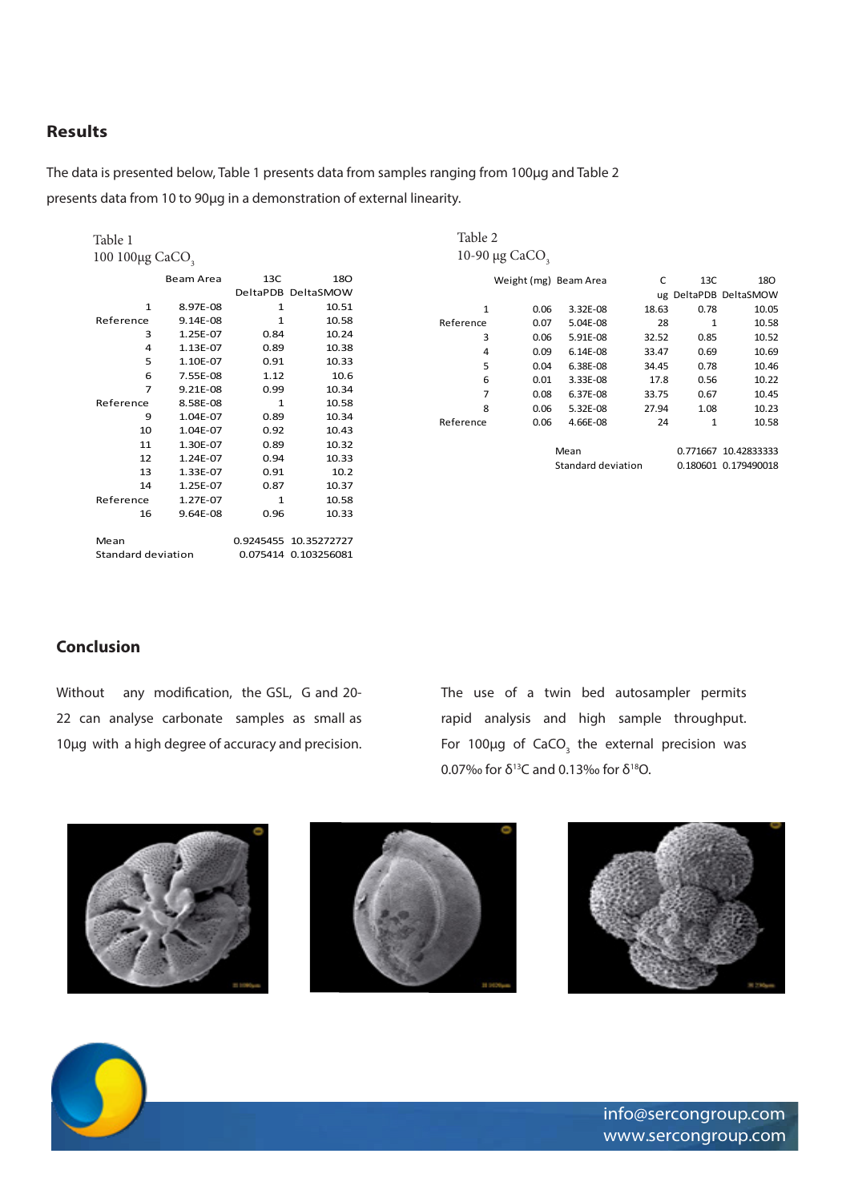## Results

The data is presented below, Table 1 presents data from samples ranging from 100µg and Table 2 presents data from 10 to 90µg in a demonstration of external linearity.

Table 1
100 100µg $CaCO_3$

| | Beam Area | 13C DeltaPDB | 18O DeltaSMOW |
|---|---|---|---|
| 1 | 8.97E-08 | 1 | 10.51 |
| Reference | 9.14E-08 | 1 | 10.58 |
| 3 | 1.25E-07 | 0.84 | 10.24 |
| 4 | 1.13E-07 | 0.89 | 10.38 |
| 5 | 1.10E-07 | 0.91 | 10.33 |
| 6 | 7.55E-08 | 1.12 | 10.6 |
| 7 | 9.21E-08 | 0.99 | 10.34 |
| Reference | 8.58E-08 | 1 | 10.58 |
| 9 | 1.04E-07 | 0.89 | 10.34 |
| 10 | 1.04E-07 | 0.92 | 10.43 |
| 11 | 1.30E-07 | 0.89 | 10.32 |
| 12 | 1.24E-07 | 0.94 | 10.33 |
| 13 | 1.33E-07 | 0.91 | 10.2 |
| 14 | 1.25E-07 | 0.87 | 10.37 |
| Reference | 1.27E-07 | 1 | 10.58 |
| 16 | 9.64E-08 | 0.96 | 10.33 |
| Mean | | 0.9245455 | 10.35272727 |
| Standard deviation | | 0.075414 | 0.103256081 |

Table 2
10-90 µg $CaCO_3$

| | Weight (mg) | Beam Area | C ug | 13C DeltaPDB | 18O DeltaSMOW |
|---|---|---|---|---|---|
| 1 | 0.06 | 3.32E-08 | 18.63 | 0.78 | 10.05 |
| Reference | 0.07 | 5.04E-08 | 28 | 1 | 10.58 |
| 3 | 0.06 | 5.91E-08 | 32.52 | 0.85 | 10.52 |
| 4 | 0.09 | 6.14E-08 | 33.47 | 0.69 | 10.69 |
| 5 | 0.04 | 6.38E-08 | 34.45 | 0.78 | 10.46 |
| 6 | 0.01 | 3.33E-08 | 17.8 | 0.56 | 10.22 |
| 7 | 0.08 | 6.37E-08 | 33.75 | 0.67 | 10.45 |
| 8 | 0.06 | 5.32E-08 | 27.94 | 1.08 | 10.23 |
| Reference | 0.06 | 4.66E-08 | 24 | 1 | 10.58 |
| | | Mean | | 0.771667 | 10.42833333 |
| | | Standard deviation | | 0.180601 | 0.179490018 |

## Conclusion

Without any modification, the GSL, G and 20-22 can analyse carbonate samples as small as 10µg with a high degree of accuracy and precision.

The use of a twin bed autosampler permits rapid analysis and high sample throughput. For 100µg of $CaCO_3$ the external precision was 0.07‰ for $\delta^{13}C$ and 0.13‰ for $\delta^{18}O$.

info@sercongroup.com
www.sercongroup.com